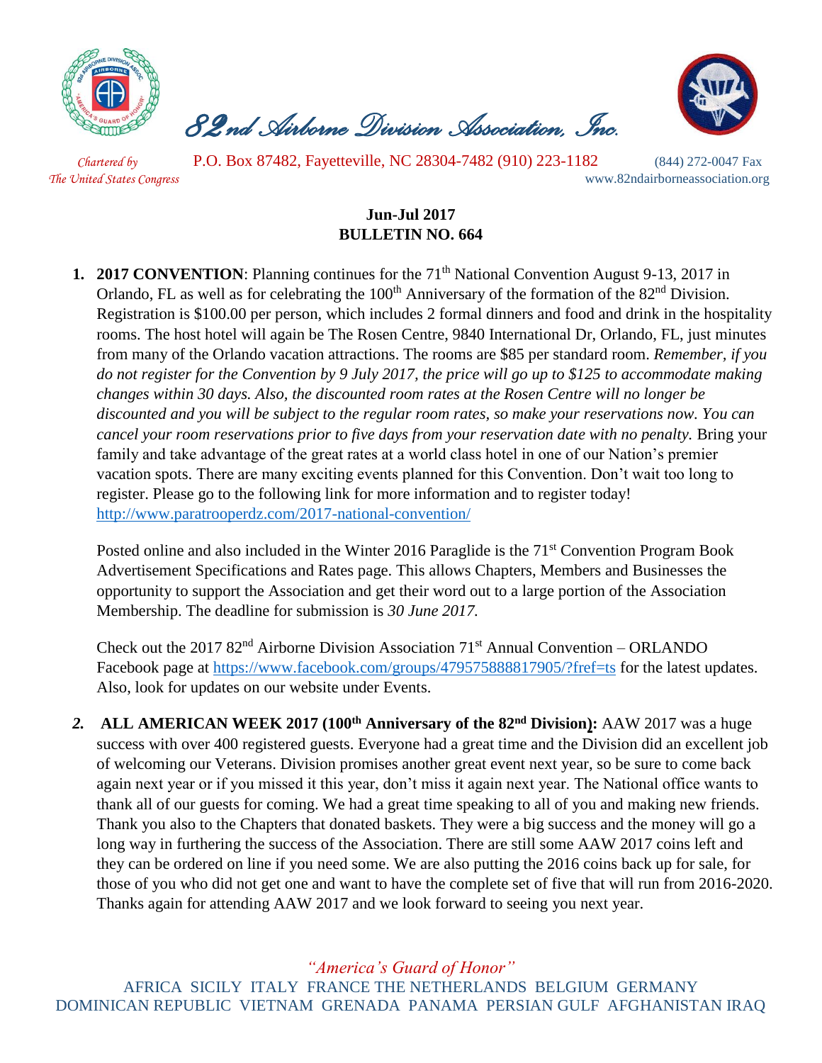# 82nd Airborne Division Association, Inc.

*Chartered by The United States Congress*

P.O. Box 87482, Fayetteville, NC 28304-7482 (910) 223-1182 (844) 272-0047 Fax
www.82ndairborneassociation.org

**Jun-Jul 2017**
**BULLETIN NO. 664**

1. **2017 CONVENTION**: Planning continues for the 71th National Convention August 9-13, 2017 in Orlando, FL as well as for celebrating the 100th Anniversary of the formation of the 82nd Division. Registration is $100.00 per person, which includes 2 formal dinners and food and drink in the hospitality rooms. The host hotel will again be The Rosen Centre, 9840 International Dr, Orlando, FL, just minutes from many of the Orlando vacation attractions. The rooms are $85 per standard room. *Remember, if you do not register for the Convention by 9 July 2017, the price will go up to $125 to accommodate making changes within 30 days. Also, the discounted room rates at the Rosen Centre will no longer be discounted and you will be subject to the regular room rates, so make your reservations now. You can cancel your room reservations prior to five days from your reservation date with no penalty.* Bring your family and take advantage of the great rates at a world class hotel in one of our Nation's premier vacation spots. There are many exciting events planned for this Convention. Don't wait too long to register. Please go to the following link for more information and to register today! http://www.paratrooperdz.com/2017-national-convention/

   Posted online and also included in the Winter 2016 Paraglide is the 71st Convention Program Book Advertisement Specifications and Rates page. This allows Chapters, Members and Businesses the opportunity to support the Association and get their word out to a large portion of the Association Membership. The deadline for submission is *30 June 2017.*

   Check out the 2017 82nd Airborne Division Association 71st Annual Convention – ORLANDO Facebook page at https://www.facebook.com/groups/479575888817905/?fref=ts for the latest updates. Also, look for updates on our website under Events.

2. **ALL AMERICAN WEEK 2017 (100th Anniversary of the 82nd Division):** AAW 2017 was a huge success with over 400 registered guests. Everyone had a great time and the Division did an excellent job of welcoming our Veterans. Division promises another great event next year, so be sure to come back again next year or if you missed it this year, don't miss it again next year. The National office wants to thank all of our guests for coming. We had a great time speaking to all of you and making new friends. Thank you also to the Chapters that donated baskets. They were a big success and the money will go a long way in furthering the success of the Association. There are still some AAW 2017 coins left and they can be ordered on line if you need some. We are also putting the 2016 coins back up for sale, for those of you who did not get one and want to have the complete set of five that will run from 2016-2020. Thanks again for attending AAW 2017 and we look forward to seeing you next year.

*"America's Guard of Honor"*

AFRICA SICILY ITALY FRANCE THE NETHERLANDS BELGIUM GERMANY DOMINICAN REPUBLIC VIETNAM GRENADA PANAMA PERSIAN GULF AFGHANISTAN IRAQ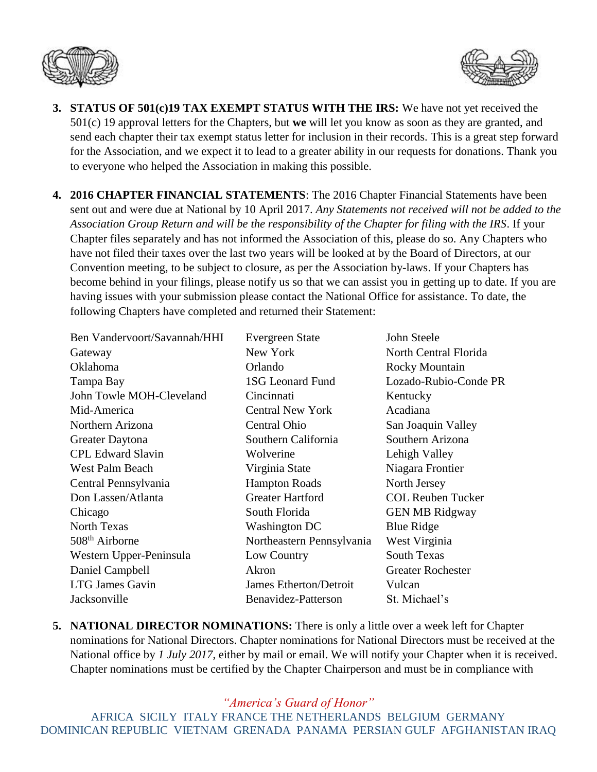3. **STATUS OF 501(c)19 TAX EXEMPT STATUS WITH THE IRS:** We have not yet received the 501(c) 19 approval letters for the Chapters, but **we** will let you know as soon as they are granted, and send each chapter their tax exempt status letter for inclusion in their records. This is a great step forward for the Association, and we expect it to lead to a greater ability in our requests for donations. Thank you to everyone who helped the Association in making this possible.

4. **2016 CHAPTER FINANCIAL STATEMENTS**: The 2016 Chapter Financial Statements have been sent out and were due at National by 10 April 2017. *Any Statements not received will not be added to the Association Group Return and will be the responsibility of the Chapter for filing with the IRS*. If your Chapter files separately and has not informed the Association of this, please do so. Any Chapters who have not filed their taxes over the last two years will be looked at by the Board of Directors, at our Convention meeting, to be subject to closure, as per the Association by-laws. If your Chapters has become behind in your filings, please notify us so that we can assist you in getting up to date. If you are having issues with your submission please contact the National Office for assistance. To date, the following Chapters have completed and returned their Statement:

| | | |
|---|---|---|
| Ben Vandervoort/Savannah/HHI | Evergreen State | John Steele |
| Gateway | New York | North Central Florida |
| Oklahoma | Orlando | Rocky Mountain |
| Tampa Bay | 1SG Leonard Fund | Lozado-Rubio-Conde PR |
| John Towle MOH-Cleveland | Cincinnati | Kentucky |
| Mid-America | Central New York | Acadiana |
| Northern Arizona | Central Ohio | San Joaquin Valley |
| Greater Daytona | Southern California | Southern Arizona |
| CPL Edward Slavin | Wolverine | Lehigh Valley |
| West Palm Beach | Virginia State | Niagara Frontier |
| Central Pennsylvania | Hampton Roads | North Jersey |
| Don Lassen/Atlanta | Greater Hartford | COL Reuben Tucker |
| Chicago | South Florida | GEN MB Ridgway |
| North Texas | Washington DC | Blue Ridge |
| 508th Airborne | Northeastern Pennsylvania | West Virginia |
| Western Upper-Peninsula | Low Country | South Texas |
| Daniel Campbell | Akron | Greater Rochester |
| LTG James Gavin | James Etherton/Detroit | Vulcan |
| Jacksonville | Benavidez-Patterson | St. Michael's |

5. **NATIONAL DIRECTOR NOMINATIONS:** There is only a little over a week left for Chapter nominations for National Directors. Chapter nominations for National Directors must be received at the National office by *1 July 2017*, either by mail or email. We will notify your Chapter when it is received. Chapter nominations must be certified by the Chapter Chairperson and must be in compliance with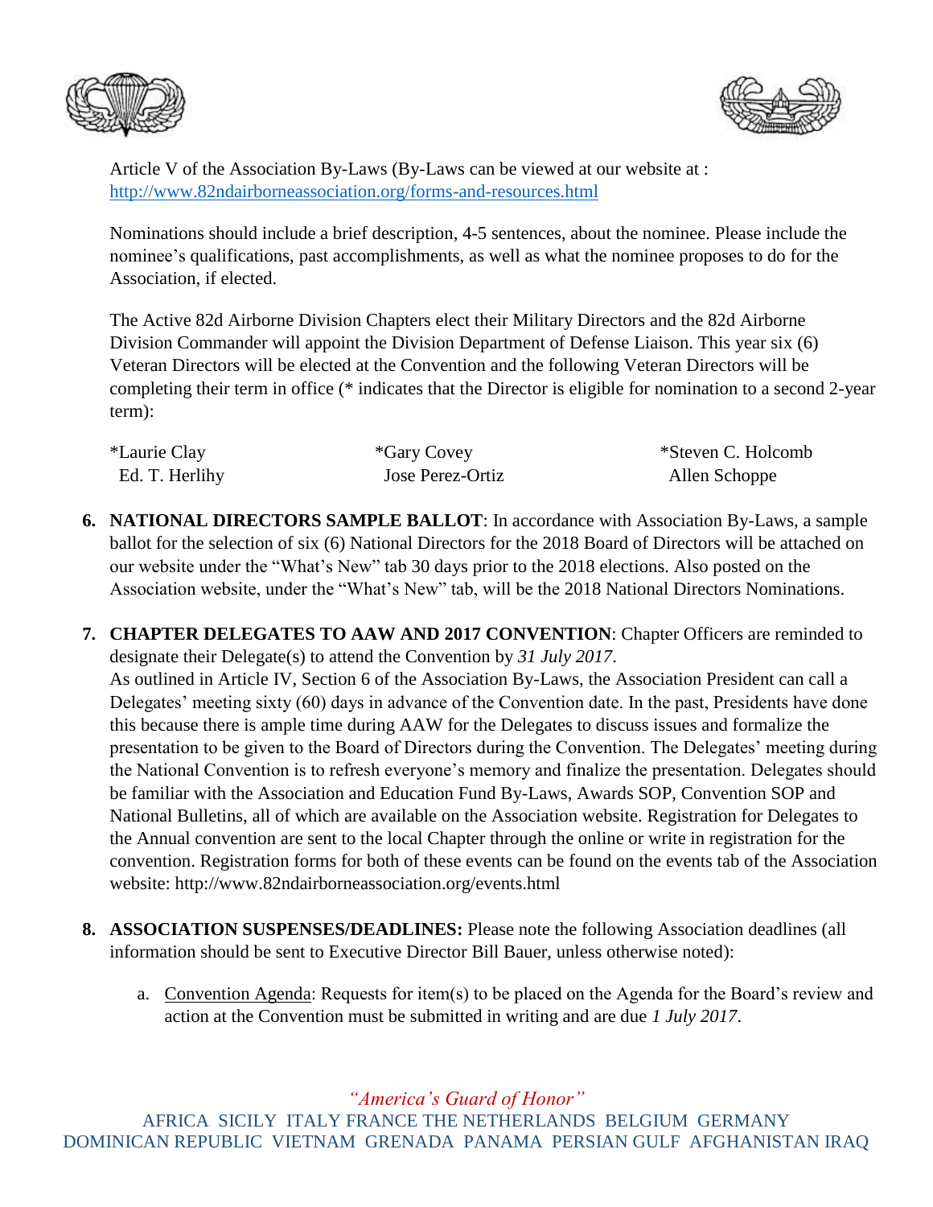Article V of the Association By-Laws (By-Laws can be viewed at our website at : http://www.82ndairborneassociation.org/forms-and-resources.html

Nominations should include a brief description, 4-5 sentences, about the nominee. Please include the nominee's qualifications, past accomplishments, as well as what the nominee proposes to do for the Association, if elected.

The Active 82d Airborne Division Chapters elect their Military Directors and the 82d Airborne Division Commander will appoint the Division Department of Defense Liaison. This year six (6) Veteran Directors will be elected at the Convention and the following Veteran Directors will be completing their term in office (* indicates that the Director is eligible for nomination to a second 2-year term):

| | | |
|---|---|---|
| *Laurie Clay | *Gary Covey | *Steven C. Holcomb |
| Ed. T. Herlihy | Jose Perez-Ortiz | Allen Schoppe |

6. **NATIONAL DIRECTORS SAMPLE BALLOT**: In accordance with Association By-Laws, a sample ballot for the selection of six (6) National Directors for the 2018 Board of Directors will be attached on our website under the "What's New" tab 30 days prior to the 2018 elections. Also posted on the Association website, under the "What's New" tab, will be the 2018 National Directors Nominations.

7. **CHAPTER DELEGATES TO AAW AND 2017 CONVENTION**: Chapter Officers are reminded to designate their Delegate(s) to attend the Convention by *31 July 2017*.
As outlined in Article IV, Section 6 of the Association By-Laws, the Association President can call a Delegates' meeting sixty (60) days in advance of the Convention date. In the past, Presidents have done this because there is ample time during AAW for the Delegates to discuss issues and formalize the presentation to be given to the Board of Directors during the Convention. The Delegates' meeting during the National Convention is to refresh everyone's memory and finalize the presentation. Delegates should be familiar with the Association and Education Fund By-Laws, Awards SOP, Convention SOP and National Bulletins, all of which are available on the Association website. Registration for Delegates to the Annual convention are sent to the local Chapter through the online or write in registration for the convention. Registration forms for both of these events can be found on the events tab of the Association website: http://www.82ndairborneassociation.org/events.html

8. **ASSOCIATION SUSPENSES/DEADLINES:** Please note the following Association deadlines (all information should be sent to Executive Director Bill Bauer, unless otherwise noted):

   a. Convention Agenda: Requests for item(s) to be placed on the Agenda for the Board's review and action at the Convention must be submitted in writing and are due *1 July 2017*.

*"America's Guard of Honor"*

AFRICA SICILY ITALY FRANCE THE NETHERLANDS BELGIUM GERMANY DOMINICAN REPUBLIC VIETNAM GRENADA PANAMA PERSIAN GULF AFGHANISTAN IRAQ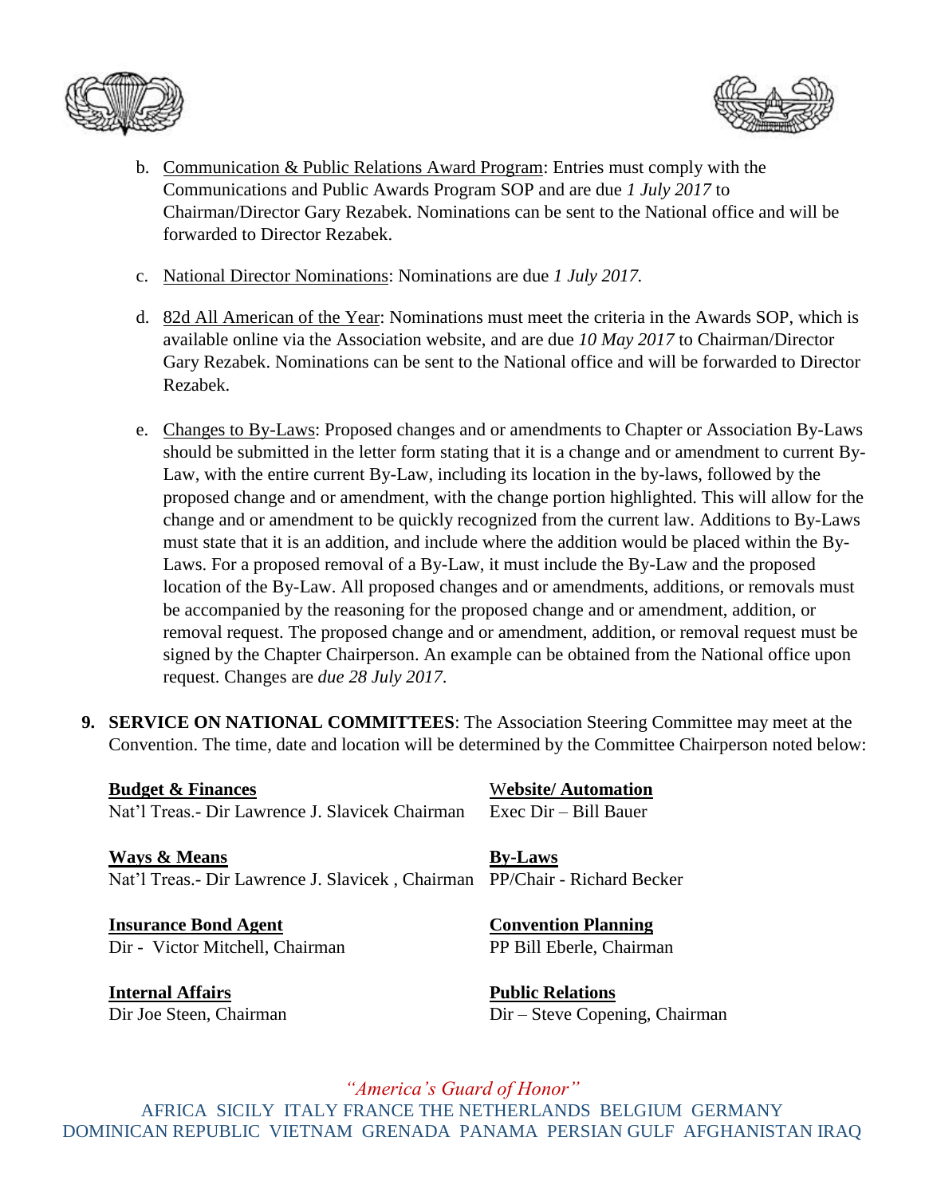b. <u>Communication & Public Relations Award Program</u>: Entries must comply with the Communications and Public Awards Program SOP and are due *1 July 2017* to Chairman/Director Gary Rezabek. Nominations can be sent to the National office and will be forwarded to Director Rezabek.

c. <u>National Director Nominations</u>: Nominations are due *1 July 2017.*

d. <u>82d All American of the Year</u>: Nominations must meet the criteria in the Awards SOP, which is available online via the Association website, and are due *10 May 2017* to Chairman/Director Gary Rezabek. Nominations can be sent to the National office and will be forwarded to Director Rezabek.

e. <u>Changes to By-Laws</u>: Proposed changes and or amendments to Chapter or Association By-Laws should be submitted in the letter form stating that it is a change and or amendment to current By-Law, with the entire current By-Law, including its location in the by-laws, followed by the proposed change and or amendment, with the change portion highlighted. This will allow for the change and or amendment to be quickly recognized from the current law. Additions to By-Laws must state that it is an addition, and include where the addition would be placed within the By-Laws. For a proposed removal of a By-Law, it must include the By-Law and the proposed location of the By-Law. All proposed changes and or amendments, additions, or removals must be accompanied by the reasoning for the proposed change and or amendment, addition, or removal request. The proposed change and or amendment, addition, or removal request must be signed by the Chapter Chairperson. An example can be obtained from the National office upon request. Changes are *due 28 July 2017.*

**9. SERVICE ON NATIONAL COMMITTEES**: The Association Steering Committee may meet at the Convention. The time, date and location will be determined by the Committee Chairperson noted below:

**<u>Budget & Finances</u>**
Nat'l Treas.- Dir Lawrence J. Slavicek Chairman

**<u>Ways & Means</u>**
Nat'l Treas.- Dir Lawrence J. Slavicek , Chairman

**<u>Insurance Bond Agent</u>**
Dir - Victor Mitchell, Chairman

**<u>Internal Affairs</u>**
Dir Joe Steen, Chairman

**<u>Website/ Automation</u>**
Exec Dir – Bill Bauer

**<u>By-Laws</u>**
PP/Chair - Richard Becker

**<u>Convention Planning</u>**
PP Bill Eberle, Chairman

**<u>Public Relations</u>**
Dir – Steve Copening, Chairman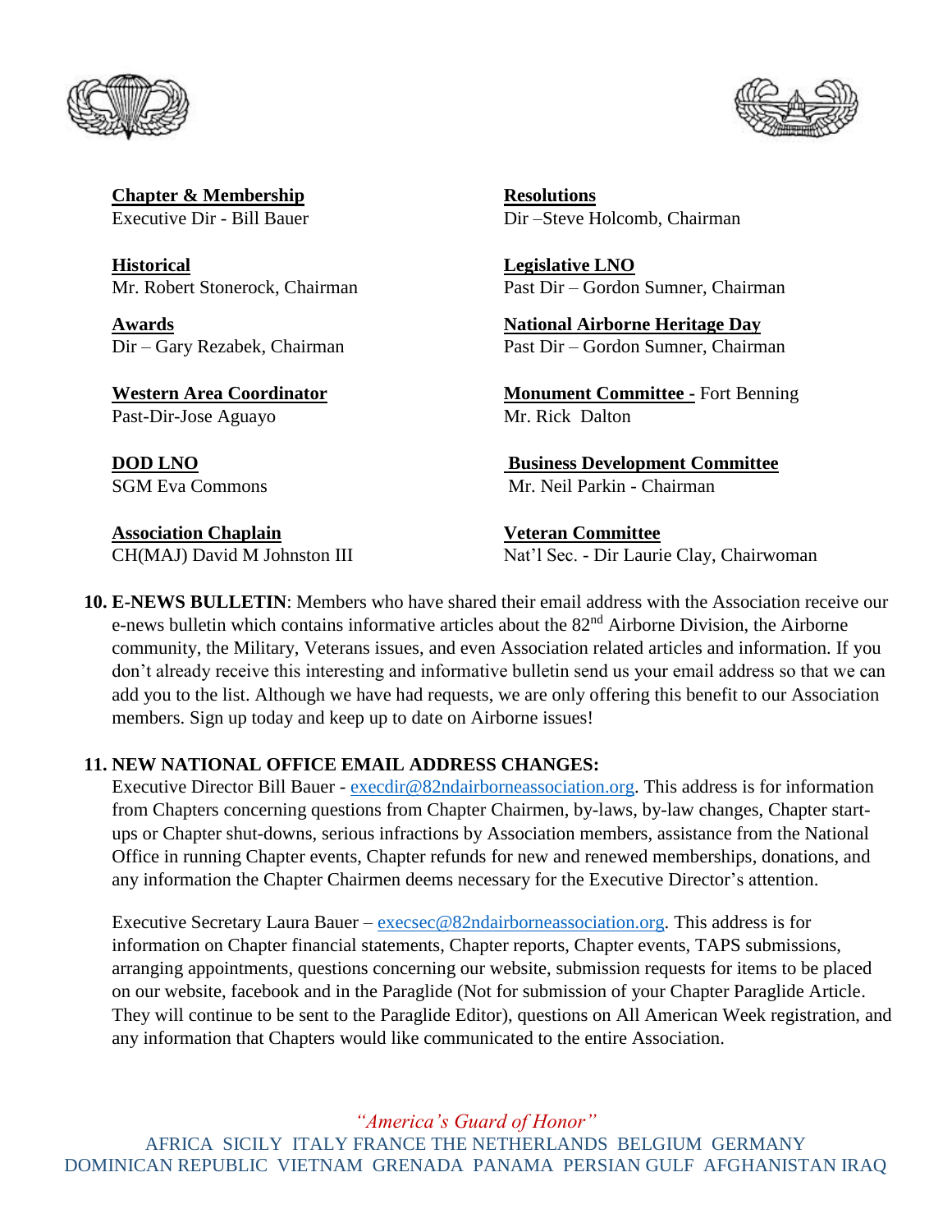**Chapter & Membership**
Executive Dir - Bill Bauer

**Historical**
Mr. Robert Stonerock, Chairman

**Awards**
Dir – Gary Rezabek, Chairman

**Western Area Coordinator**
Past-Dir-Jose Aguayo

**DOD LNO**
SGM Eva Commons

**Association Chaplain**
CH(MAJ) David M Johnston III

**Resolutions**
Dir –Steve Holcomb, Chairman

**Legislative LNO**
Past Dir – Gordon Sumner, Chairman

**National Airborne Heritage Day**
Past Dir – Gordon Sumner, Chairman

**Monument Committee -** Fort Benning
Mr. Rick Dalton

**Business Development Committee**
Mr. Neil Parkin - Chairman

**Veteran Committee**
Nat'l Sec. - Dir Laurie Clay, Chairwoman

**10. E-NEWS BULLETIN**: Members who have shared their email address with the Association receive our e-news bulletin which contains informative articles about the 82nd Airborne Division, the Airborne community, the Military, Veterans issues, and even Association related articles and information. If you don't already receive this interesting and informative bulletin send us your email address so that we can add you to the list. Although we have had requests, we are only offering this benefit to our Association members. Sign up today and keep up to date on Airborne issues!

**11. NEW NATIONAL OFFICE EMAIL ADDRESS CHANGES:**

Executive Director Bill Bauer - execdir@82ndairborneassociation.org. This address is for information from Chapters concerning questions from Chapter Chairmen, by-laws, by-law changes, Chapter start-ups or Chapter shut-downs, serious infractions by Association members, assistance from the National Office in running Chapter events, Chapter refunds for new and renewed memberships, donations, and any information the Chapter Chairmen deems necessary for the Executive Director's attention.

Executive Secretary Laura Bauer – execsec@82ndairborneassociation.org. This address is for information on Chapter financial statements, Chapter reports, Chapter events, TAPS submissions, arranging appointments, questions concerning our website, submission requests for items to be placed on our website, facebook and in the Paraglide (Not for submission of your Chapter Paraglide Article. They will continue to be sent to the Paraglide Editor), questions on All American Week registration, and any information that Chapters would like communicated to the entire Association.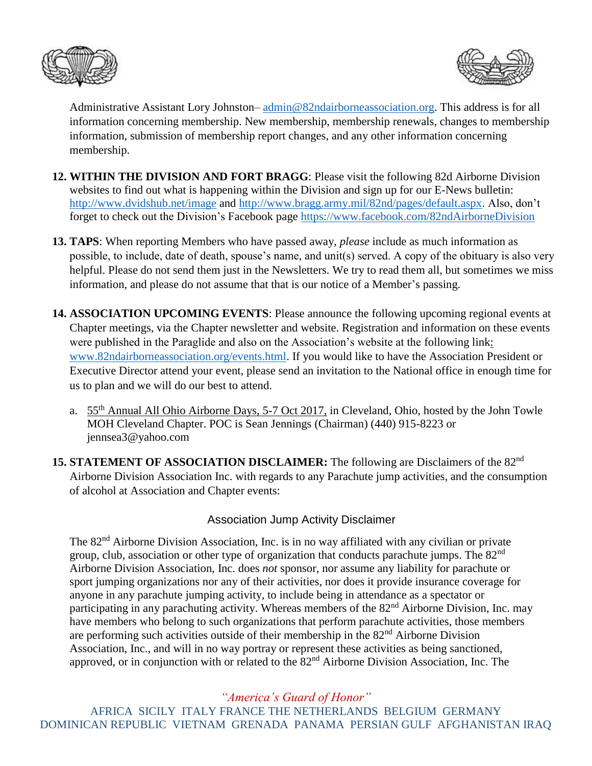Administrative Assistant Lory Johnston– admin@82ndairborneassociation.org. This address is for all information concerning membership. New membership, membership renewals, changes to membership information, submission of membership report changes, and any other information concerning membership.

12. **WITHIN THE DIVISION AND FORT BRAGG**: Please visit the following 82d Airborne Division websites to find out what is happening within the Division and sign up for our E-News bulletin: http://www.dvidshub.net/image and http://www.bragg.army.mil/82nd/pages/default.aspx. Also, don't forget to check out the Division's Facebook page https://www.facebook.com/82ndAirborneDivision

13. **TAPS**: When reporting Members who have passed away, *please* include as much information as possible, to include, date of death, spouse's name, and unit(s) served. A copy of the obituary is also very helpful. Please do not send them just in the Newsletters. We try to read them all, but sometimes we miss information, and please do not assume that that is our notice of a Member's passing.

14. **ASSOCIATION UPCOMING EVENTS**: Please announce the following upcoming regional events at Chapter meetings, via the Chapter newsletter and website. Registration and information on these events were published in the Paraglide and also on the Association's website at the following link: www.82ndairborneassociation.org/events.html. If you would like to have the Association President or Executive Director attend your event, please send an invitation to the National office in enough time for us to plan and we will do our best to attend.

    a. 55th Annual All Ohio Airborne Days, 5-7 Oct 2017, in Cleveland, Ohio, hosted by the John Towle MOH Cleveland Chapter. POC is Sean Jennings (Chairman) (440) 915-8223 or jennsea3@yahoo.com

15. **STATEMENT OF ASSOCIATION DISCLAIMER:** The following are Disclaimers of the 82nd Airborne Division Association Inc. with regards to any Parachute jump activities, and the consumption of alcohol at Association and Chapter events:

### Association Jump Activity Disclaimer

The 82nd Airborne Division Association, Inc. is in no way affiliated with any civilian or private group, club, association or other type of organization that conducts parachute jumps. The 82nd Airborne Division Association, Inc. does *not* sponsor, nor assume any liability for parachute or sport jumping organizations nor any of their activities, nor does it provide insurance coverage for anyone in any parachute jumping activity, to include being in attendance as a spectator or participating in any parachuting activity. Whereas members of the 82nd Airborne Division, Inc. may have members who belong to such organizations that perform parachute activities, those members are performing such activities outside of their membership in the 82nd Airborne Division Association, Inc., and will in no way portray or represent these activities as being sanctioned, approved, or in conjunction with or related to the 82nd Airborne Division Association, Inc. The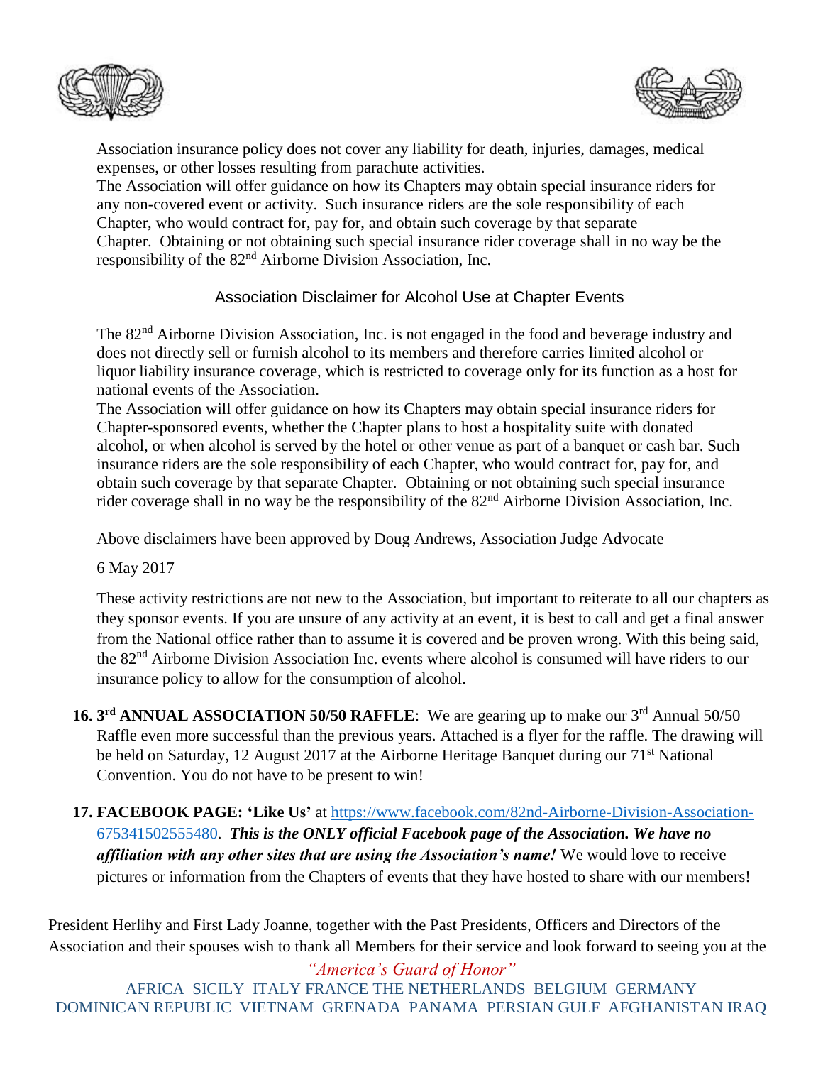Association insurance policy does not cover any liability for death, injuries, damages, medical expenses, or other losses resulting from parachute activities.
The Association will offer guidance on how its Chapters may obtain special insurance riders for any non-covered event or activity. Such insurance riders are the sole responsibility of each Chapter, who would contract for, pay for, and obtain such coverage by that separate Chapter. Obtaining or not obtaining such special insurance rider coverage shall in no way be the responsibility of the 82nd Airborne Division Association, Inc.

### Association Disclaimer for Alcohol Use at Chapter Events

The 82nd Airborne Division Association, Inc. is not engaged in the food and beverage industry and does not directly sell or furnish alcohol to its members and therefore carries limited alcohol or liquor liability insurance coverage, which is restricted to coverage only for its function as a host for national events of the Association.
The Association will offer guidance on how its Chapters may obtain special insurance riders for Chapter-sponsored events, whether the Chapter plans to host a hospitality suite with donated alcohol, or when alcohol is served by the hotel or other venue as part of a banquet or cash bar. Such insurance riders are the sole responsibility of each Chapter, who would contract for, pay for, and obtain such coverage by that separate Chapter. Obtaining or not obtaining such special insurance rider coverage shall in no way be the responsibility of the 82nd Airborne Division Association, Inc.

Above disclaimers have been approved by Doug Andrews, Association Judge Advocate

6 May 2017

These activity restrictions are not new to the Association, but important to reiterate to all our chapters as they sponsor events. If you are unsure of any activity at an event, it is best to call and get a final answer from the National office rather than to assume it is covered and be proven wrong. With this being said, the 82nd Airborne Division Association Inc. events where alcohol is consumed will have riders to our insurance policy to allow for the consumption of alcohol.

16. **3rd ANNUAL ASSOCIATION 50/50 RAFFLE**: We are gearing up to make our 3rd Annual 50/50 Raffle even more successful than the previous years. Attached is a flyer for the raffle. The drawing will be held on Saturday, 12 August 2017 at the Airborne Heritage Banquet during our 71st National Convention. You do not have to be present to win!

17. **FACEBOOK PAGE: 'Like Us'** at https://www.facebook.com/82nd-Airborne-Division-Association-675341502555480. ***This is the ONLY official Facebook page of the Association. We have no affiliation with any other sites that are using the Association's name!*** We would love to receive pictures or information from the Chapters of events that they have hosted to share with our members!

President Herlihy and First Lady Joanne, together with the Past Presidents, Officers and Directors of the Association and their spouses wish to thank all Members for their service and look forward to seeing you at the

*"America's Guard of Honor"*

AFRICA SICILY ITALY FRANCE THE NETHERLANDS BELGIUM GERMANY DOMINICAN REPUBLIC VIETNAM GRENADA PANAMA PERSIAN GULF AFGHANISTAN IRAQ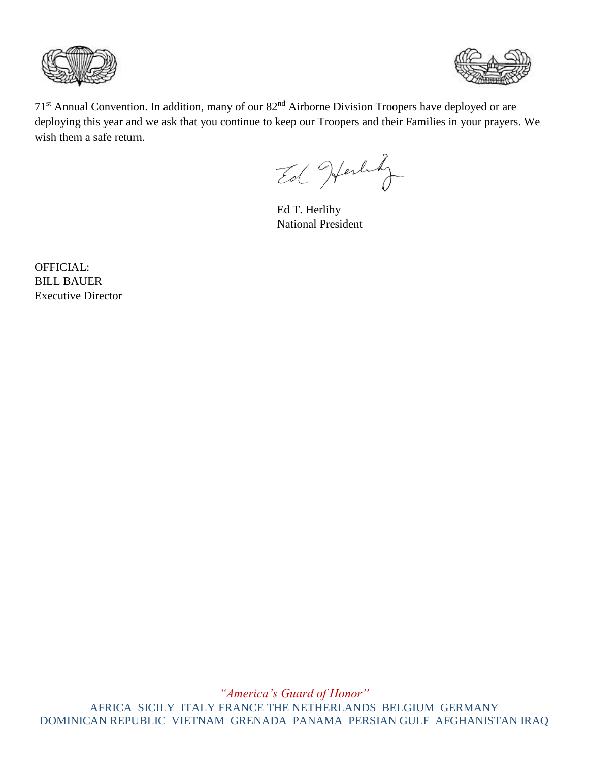71st Annual Convention. In addition, many of our 82nd Airborne Division Troopers have deployed or are deploying this year and we ask that you continue to keep our Troopers and their Families in your prayers. We wish them a safe return.

Ed T. Herlihy
National President

OFFICIAL:
BILL BAUER
Executive Director

*"America's Guard of Honor"*

AFRICA SICILY ITALY FRANCE THE NETHERLANDS BELGIUM GERMANY DOMINICAN REPUBLIC VIETNAM GRENADA PANAMA PERSIAN GULF AFGHANISTAN IRAQ